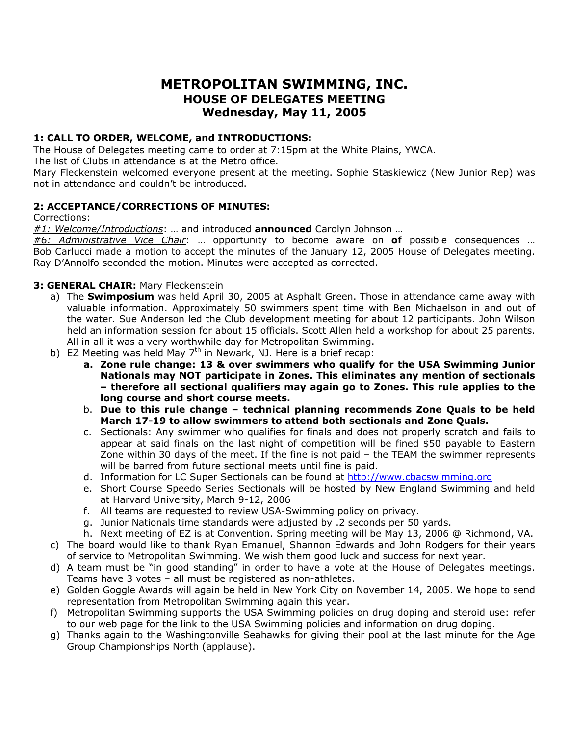# METROPOLITAN SWIMMING, INC.
## HOUSE OF DELEGATES MEETING
## Wednesday, May 11, 2005

### 1: CALL TO ORDER, WELCOME, and INTRODUCTIONS:

The House of Delegates meeting came to order at 7:15pm at the White Plains, YWCA.
The list of Clubs in attendance is at the Metro office.
Mary Fleckenstein welcomed everyone present at the meeting. Sophie Staskiewicz (New Junior Rep) was not in attendance and couldn't be introduced.

### 2: ACCEPTANCE/CORRECTIONS OF MINUTES:

Corrections:
*#1: Welcome/Introductions*: … and ~~introduced~~ **announced** Carolyn Johnson …
*#6: Administrative Vice Chair*: … opportunity to become aware ~~on~~ **of** possible consequences … Bob Carlucci made a motion to accept the minutes of the January 12, 2005 House of Delegates meeting. Ray D'Annolfo seconded the motion. Minutes were accepted as corrected.

### 3: GENERAL CHAIR: Mary Fleckenstein

a) The **Swimposium** was held April 30, 2005 at Asphalt Green. Those in attendance came away with valuable information. Approximately 50 swimmers spent time with Ben Michaelson in and out of the water. Sue Anderson led the Club development meeting for about 12 participants. John Wilson held an information session for about 15 officials. Scott Allen held a workshop for about 25 parents. All in all it was a very worthwhile day for Metropolitan Swimming.
b) EZ Meeting was held May 7th in Newark, NJ. Here is a brief recap:
   a. **Zone rule change: 13 & over swimmers who qualify for the USA Swimming Junior Nationals may NOT participate in Zones. This eliminates any mention of sectionals – therefore all sectional qualifiers may again go to Zones. This rule applies to the long course and short course meets.**
   b. **Due to this rule change – technical planning recommends Zone Quals to be held March 17-19 to allow swimmers to attend both sectionals and Zone Quals.**
   c. Sectionals: Any swimmer who qualifies for finals and does not properly scratch and fails to appear at said finals on the last night of competition will be fined $50 payable to Eastern Zone within 30 days of the meet. If the fine is not paid – the TEAM the swimmer represents will be barred from future sectional meets until fine is paid.
   d. Information for LC Super Sectionals can be found at http://www.cbacswimming.org
   e. Short Course Speedo Series Sectionals will be hosted by New England Swimming and held at Harvard University, March 9-12, 2006
   f. All teams are requested to review USA-Swimming policy on privacy.
   g. Junior Nationals time standards were adjusted by .2 seconds per 50 yards.
   h. Next meeting of EZ is at Convention. Spring meeting will be May 13, 2006 @ Richmond, VA.
c) The board would like to thank Ryan Emanuel, Shannon Edwards and John Rodgers for their years of service to Metropolitan Swimming. We wish them good luck and success for next year.
d) A team must be "in good standing" in order to have a vote at the House of Delegates meetings. Teams have 3 votes – all must be registered as non-athletes.
e) Golden Goggle Awards will again be held in New York City on November 14, 2005. We hope to send representation from Metropolitan Swimming again this year.
f) Metropolitan Swimming supports the USA Swimming policies on drug doping and steroid use: refer to our web page for the link to the USA Swimming policies and information on drug doping.
g) Thanks again to the Washingtonville Seahawks for giving their pool at the last minute for the Age Group Championships North (applause).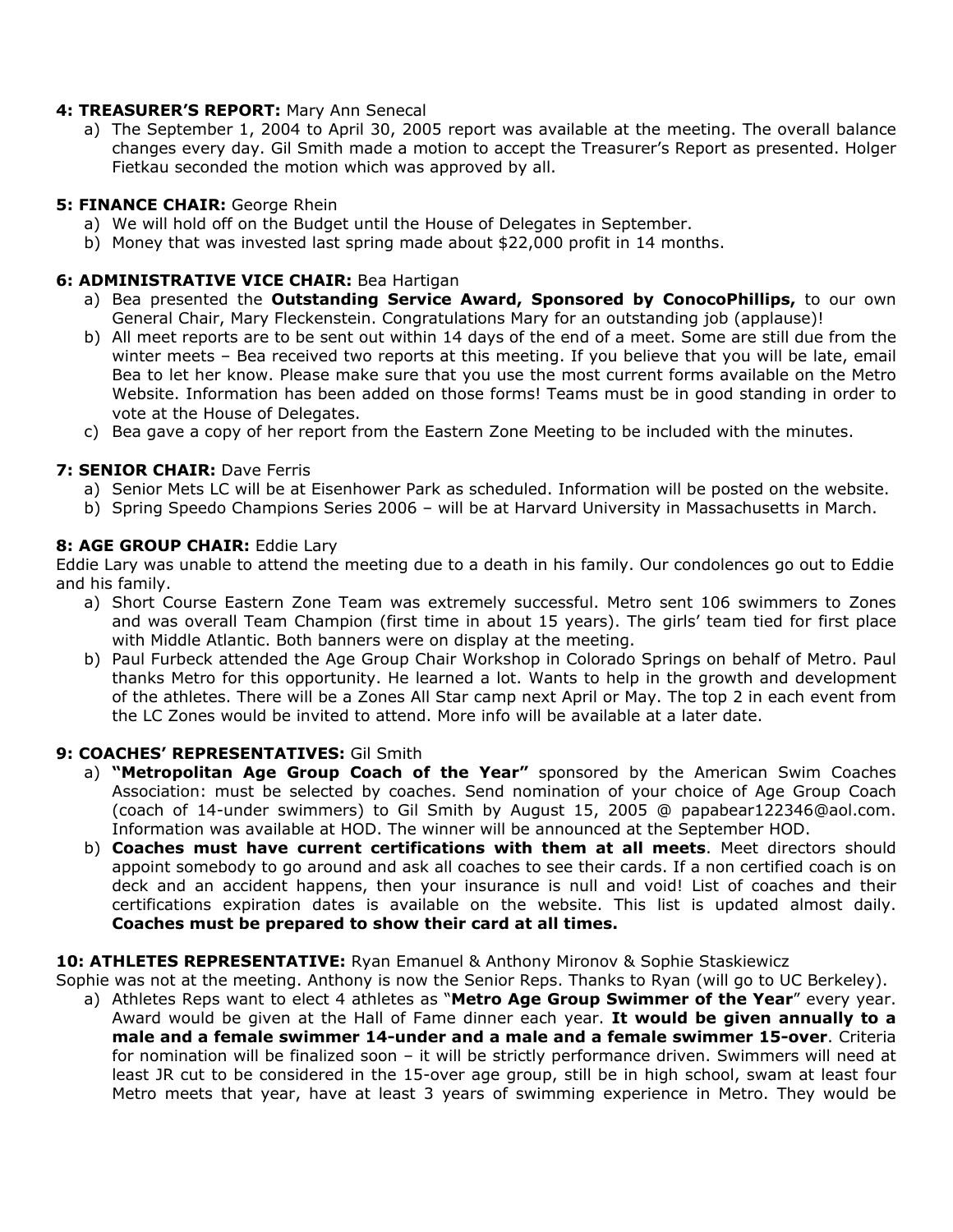**4: TREASURER'S REPORT:** Mary Ann Senecal

a) The September 1, 2004 to April 30, 2005 report was available at the meeting. The overall balance changes every day. Gil Smith made a motion to accept the Treasurer's Report as presented. Holger Fietkau seconded the motion which was approved by all.

**5: FINANCE CHAIR:** George Rhein

a) We will hold off on the Budget until the House of Delegates in September.
b) Money that was invested last spring made about $22,000 profit in 14 months.

**6: ADMINISTRATIVE VICE CHAIR:** Bea Hartigan

a) Bea presented the **Outstanding Service Award, Sponsored by ConocoPhillips,** to our own General Chair, Mary Fleckenstein. Congratulations Mary for an outstanding job (applause)!
b) All meet reports are to be sent out within 14 days of the end of a meet. Some are still due from the winter meets – Bea received two reports at this meeting. If you believe that you will be late, email Bea to let her know. Please make sure that you use the most current forms available on the Metro Website. Information has been added on those forms! Teams must be in good standing in order to vote at the House of Delegates.
c) Bea gave a copy of her report from the Eastern Zone Meeting to be included with the minutes.

**7: SENIOR CHAIR:** Dave Ferris

a) Senior Mets LC will be at Eisenhower Park as scheduled. Information will be posted on the website.
b) Spring Speedo Champions Series 2006 – will be at Harvard University in Massachusetts in March.

**8: AGE GROUP CHAIR:** Eddie Lary

Eddie Lary was unable to attend the meeting due to a death in his family. Our condolences go out to Eddie and his family.

a) Short Course Eastern Zone Team was extremely successful. Metro sent 106 swimmers to Zones and was overall Team Champion (first time in about 15 years). The girls' team tied for first place with Middle Atlantic. Both banners were on display at the meeting.
b) Paul Furbeck attended the Age Group Chair Workshop in Colorado Springs on behalf of Metro. Paul thanks Metro for this opportunity. He learned a lot. Wants to help in the growth and development of the athletes. There will be a Zones All Star camp next April or May. The top 2 in each event from the LC Zones would be invited to attend. More info will be available at a later date.

**9: COACHES' REPRESENTATIVES:** Gil Smith

a) **"Metropolitan Age Group Coach of the Year"** sponsored by the American Swim Coaches Association: must be selected by coaches. Send nomination of your choice of Age Group Coach (coach of 14-under swimmers) to Gil Smith by August 15, 2005 @ papabear122346@aol.com. Information was available at HOD. The winner will be announced at the September HOD.
b) **Coaches must have current certifications with them at all meets**. Meet directors should appoint somebody to go around and ask all coaches to see their cards. If a non certified coach is on deck and an accident happens, then your insurance is null and void! List of coaches and their certifications expiration dates is available on the website. This list is updated almost daily. **Coaches must be prepared to show their card at all times.**

**10: ATHLETES REPRESENTATIVE:** Ryan Emanuel & Anthony Mironov & Sophie Staskiewicz

Sophie was not at the meeting. Anthony is now the Senior Reps. Thanks to Ryan (will go to UC Berkeley).

a) Athletes Reps want to elect 4 athletes as "**Metro Age Group Swimmer of the Year**" every year. Award would be given at the Hall of Fame dinner each year. **It would be given annually to a male and a female swimmer 14-under and a male and a female swimmer 15-over**. Criteria for nomination will be finalized soon – it will be strictly performance driven. Swimmers will need at least JR cut to be considered in the 15-over age group, still be in high school, swam at least four Metro meets that year, have at least 3 years of swimming experience in Metro. They would be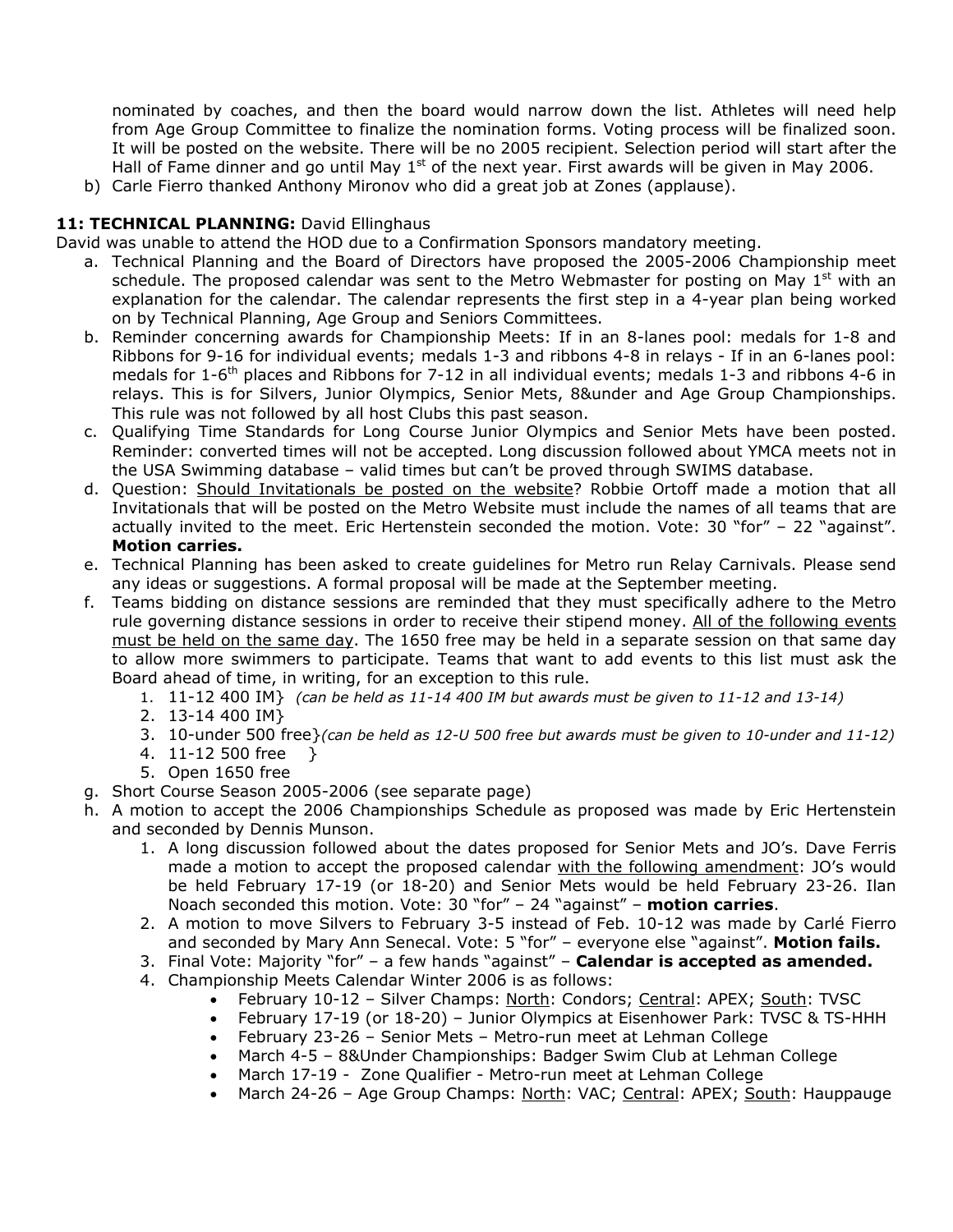nominated by coaches, and then the board would narrow down the list. Athletes will need help from Age Group Committee to finalize the nomination forms. Voting process will be finalized soon. It will be posted on the website. There will be no 2005 recipient. Selection period will start after the Hall of Fame dinner and go until May 1st of the next year. First awards will be given in May 2006.

b) Carle Fierro thanked Anthony Mironov who did a great job at Zones (applause).

**11: TECHNICAL PLANNING:** David Ellinghaus

David was unable to attend the HOD due to a Confirmation Sponsors mandatory meeting.

a. Technical Planning and the Board of Directors have proposed the 2005-2006 Championship meet schedule. The proposed calendar was sent to the Metro Webmaster for posting on May 1st with an explanation for the calendar. The calendar represents the first step in a 4-year plan being worked on by Technical Planning, Age Group and Seniors Committees.

b. Reminder concerning awards for Championship Meets: If in an 8-lanes pool: medals for 1-8 and Ribbons for 9-16 for individual events; medals 1-3 and ribbons 4-8 in relays - If in an 6-lanes pool: medals for 1-6th places and Ribbons for 7-12 in all individual events; medals 1-3 and ribbons 4-6 in relays. This is for Silvers, Junior Olympics, Senior Mets, 8&under and Age Group Championships. This rule was not followed by all host Clubs this past season.

c. Qualifying Time Standards for Long Course Junior Olympics and Senior Mets have been posted. Reminder: converted times will not be accepted. Long discussion followed about YMCA meets not in the USA Swimming database – valid times but can't be proved through SWIMS database.

d. Question: Should Invitationals be posted on the website? Robbie Ortoff made a motion that all Invitationals that will be posted on the Metro Website must include the names of all teams that are actually invited to the meet. Eric Hertenstein seconded the motion. Vote: 30 "for" – 22 "against". **Motion carries.**

e. Technical Planning has been asked to create guidelines for Metro run Relay Carnivals. Please send any ideas or suggestions. A formal proposal will be made at the September meeting.

f. Teams bidding on distance sessions are reminded that they must specifically adhere to the Metro rule governing distance sessions in order to receive their stipend money. All of the following events must be held on the same day. The 1650 free may be held in a separate session on that same day to allow more swimmers to participate. Teams that want to add events to this list must ask the Board ahead of time, in writing, for an exception to this rule.
   1. 11-12 400 IM} *(can be held as 11-14 400 IM but awards must be given to 11-12 and 13-14)*
   2. 13-14 400 IM}
   3. 10-under 500 free}*(can be held as 12-U 500 free but awards must be given to 10-under and 11-12)*
   4. 11-12 500 free }
   5. Open 1650 free

g. Short Course Season 2005-2006 (see separate page)

h. A motion to accept the 2006 Championships Schedule as proposed was made by Eric Hertenstein and seconded by Dennis Munson.
   1. A long discussion followed about the dates proposed for Senior Mets and JO's. Dave Ferris made a motion to accept the proposed calendar with the following amendment: JO's would be held February 17-19 (or 18-20) and Senior Mets would be held February 23-26. Ilan Noach seconded this motion. Vote: 30 "for" – 24 "against" – **motion carries**.
   2. A motion to move Silvers to February 3-5 instead of Feb. 10-12 was made by Carlé Fierro and seconded by Mary Ann Senecal. Vote: 5 "for" – everyone else "against". **Motion fails.**
   3. Final Vote: Majority "for" – a few hands "against" – **Calendar is accepted as amended.**
   4. Championship Meets Calendar Winter 2006 is as follows:
      - February 10-12 – Silver Champs: North: Condors; Central: APEX; South: TVSC
      - February 17-19 (or 18-20) – Junior Olympics at Eisenhower Park: TVSC & TS-HHH
      - February 23-26 – Senior Mets – Metro-run meet at Lehman College
      - March 4-5 – 8&Under Championships: Badger Swim Club at Lehman College
      - March 17-19 - Zone Qualifier - Metro-run meet at Lehman College
      - March 24-26 – Age Group Champs: North: VAC; Central: APEX; South: Hauppauge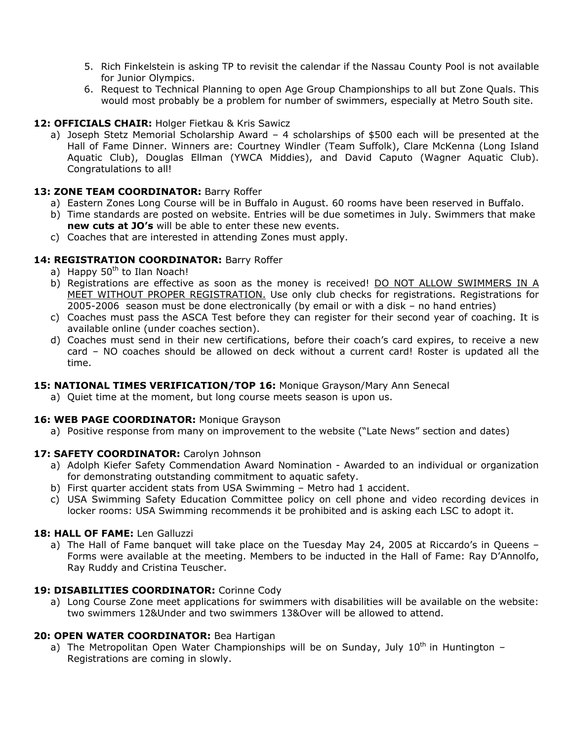5. Rich Finkelstein is asking TP to revisit the calendar if the Nassau County Pool is not available for Junior Olympics.
6. Request to Technical Planning to open Age Group Championships to all but Zone Quals. This would most probably be a problem for number of swimmers, especially at Metro South site.

**12: OFFICIALS CHAIR:** Holger Fietkau & Kris Sawicz

a) Joseph Stetz Memorial Scholarship Award – 4 scholarships of $500 each will be presented at the Hall of Fame Dinner. Winners are: Courtney Windler (Team Suffolk), Clare McKenna (Long Island Aquatic Club), Douglas Ellman (YWCA Middies), and David Caputo (Wagner Aquatic Club). Congratulations to all!

**13: ZONE TEAM COORDINATOR:** Barry Roffer

a) Eastern Zones Long Course will be in Buffalo in August. 60 rooms have been reserved in Buffalo.
b) Time standards are posted on website. Entries will be due sometimes in July. Swimmers that make **new cuts at JO's** will be able to enter these new events.
c) Coaches that are interested in attending Zones must apply.

**14: REGISTRATION COORDINATOR:** Barry Roffer

a) Happy 50th to Ilan Noach!
b) Registrations are effective as soon as the money is received! <u>DO NOT ALLOW SWIMMERS IN A MEET WITHOUT PROPER REGISTRATION.</u> Use only club checks for registrations. Registrations for 2005-2006 season must be done electronically (by email or with a disk – no hand entries)
c) Coaches must pass the ASCA Test before they can register for their second year of coaching. It is available online (under coaches section).
d) Coaches must send in their new certifications, before their coach's card expires, to receive a new card – NO coaches should be allowed on deck without a current card! Roster is updated all the time.

**15: NATIONAL TIMES VERIFICATION/TOP 16:** Monique Grayson/Mary Ann Senecal

a) Quiet time at the moment, but long course meets season is upon us.

**16: WEB PAGE COORDINATOR:** Monique Grayson

a) Positive response from many on improvement to the website ("Late News" section and dates)

**17: SAFETY COORDINATOR:** Carolyn Johnson

a) Adolph Kiefer Safety Commendation Award Nomination - Awarded to an individual or organization for demonstrating outstanding commitment to aquatic safety.
b) First quarter accident stats from USA Swimming – Metro had 1 accident.
c) USA Swimming Safety Education Committee policy on cell phone and video recording devices in locker rooms: USA Swimming recommends it be prohibited and is asking each LSC to adopt it.

**18: HALL OF FAME:** Len Galluzzi

a) The Hall of Fame banquet will take place on the Tuesday May 24, 2005 at Riccardo's in Queens – Forms were available at the meeting. Members to be inducted in the Hall of Fame: Ray D'Annolfo, Ray Ruddy and Cristina Teuscher.

**19: DISABILITIES COORDINATOR:** Corinne Cody

a) Long Course Zone meet applications for swimmers with disabilities will be available on the website: two swimmers 12&Under and two swimmers 13&Over will be allowed to attend.

**20: OPEN WATER COORDINATOR:** Bea Hartigan

a) The Metropolitan Open Water Championships will be on Sunday, July 10th in Huntington – Registrations are coming in slowly.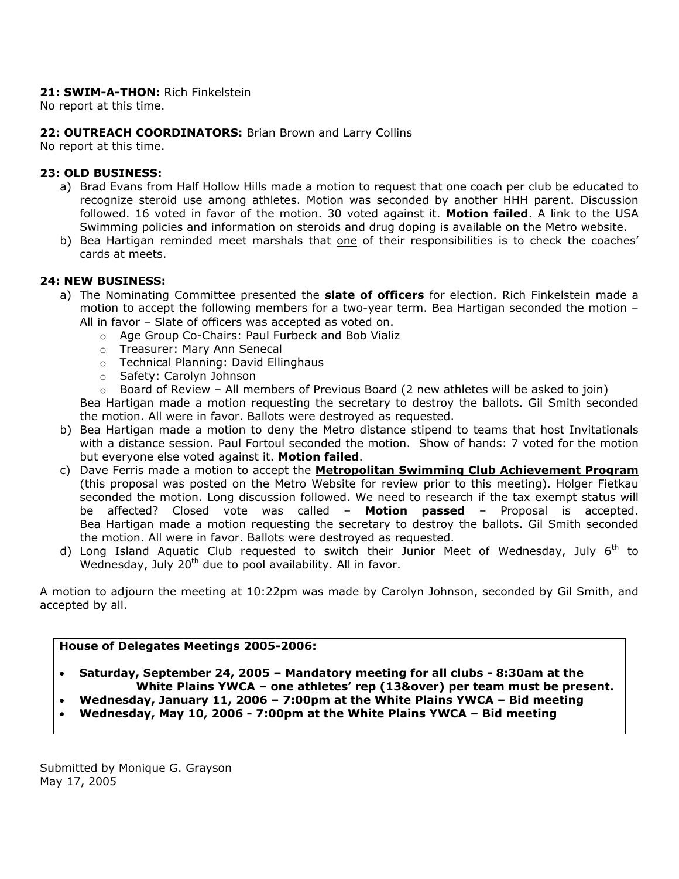**21: SWIM-A-THON:** Rich Finkelstein
No report at this time.

**22: OUTREACH COORDINATORS:** Brian Brown and Larry Collins
No report at this time.

**23: OLD BUSINESS:**

a) Brad Evans from Half Hollow Hills made a motion to request that one coach per club be educated to recognize steroid use among athletes. Motion was seconded by another HHH parent. Discussion followed. 16 voted in favor of the motion. 30 voted against it. **Motion failed**. A link to the USA Swimming policies and information on steroids and drug doping is available on the Metro website.
b) Bea Hartigan reminded meet marshals that <u>one</u> of their responsibilities is to check the coaches' cards at meets.

**24: NEW BUSINESS:**

a) The Nominating Committee presented the **slate of officers** for election. Rich Finkelstein made a motion to accept the following members for a two-year term. Bea Hartigan seconded the motion – All in favor – Slate of officers was accepted as voted on.
   - Age Group Co-Chairs: Paul Furbeck and Bob Vializ
   - Treasurer: Mary Ann Senecal
   - Technical Planning: David Ellinghaus
   - Safety: Carolyn Johnson
   - Board of Review – All members of Previous Board (2 new athletes will be asked to join)

   Bea Hartigan made a motion requesting the secretary to destroy the ballots. Gil Smith seconded the motion. All were in favor. Ballots were destroyed as requested.
b) Bea Hartigan made a motion to deny the Metro distance stipend to teams that host <u>Invitationals</u> with a distance session. Paul Fortoul seconded the motion. Show of hands: 7 voted for the motion but everyone else voted against it. **Motion failed**.
c) Dave Ferris made a motion to accept the **<u>Metropolitan Swimming Club Achievement Program</u>** (this proposal was posted on the Metro Website for review prior to this meeting). Holger Fietkau seconded the motion. Long discussion followed. We need to research if the tax exempt status will be affected? Closed vote was called – **Motion passed** – Proposal is accepted. Bea Hartigan made a motion requesting the secretary to destroy the ballots. Gil Smith seconded the motion. All were in favor. Ballots were destroyed as requested.
d) Long Island Aquatic Club requested to switch their Junior Meet of Wednesday, July 6th to Wednesday, July 20th due to pool availability. All in favor.

A motion to adjourn the meeting at 10:22pm was made by Carolyn Johnson, seconded by Gil Smith, and accepted by all.

**House of Delegates Meetings 2005-2006:**

- **Saturday, September 24, 2005 – Mandatory meeting for all clubs - 8:30am at the White Plains YWCA – one athletes' rep (13&over) per team must be present.**
- **Wednesday, January 11, 2006 – 7:00pm at the White Plains YWCA – Bid meeting**
- **Wednesday, May 10, 2006 - 7:00pm at the White Plains YWCA – Bid meeting**

Submitted by Monique G. Grayson
May 17, 2005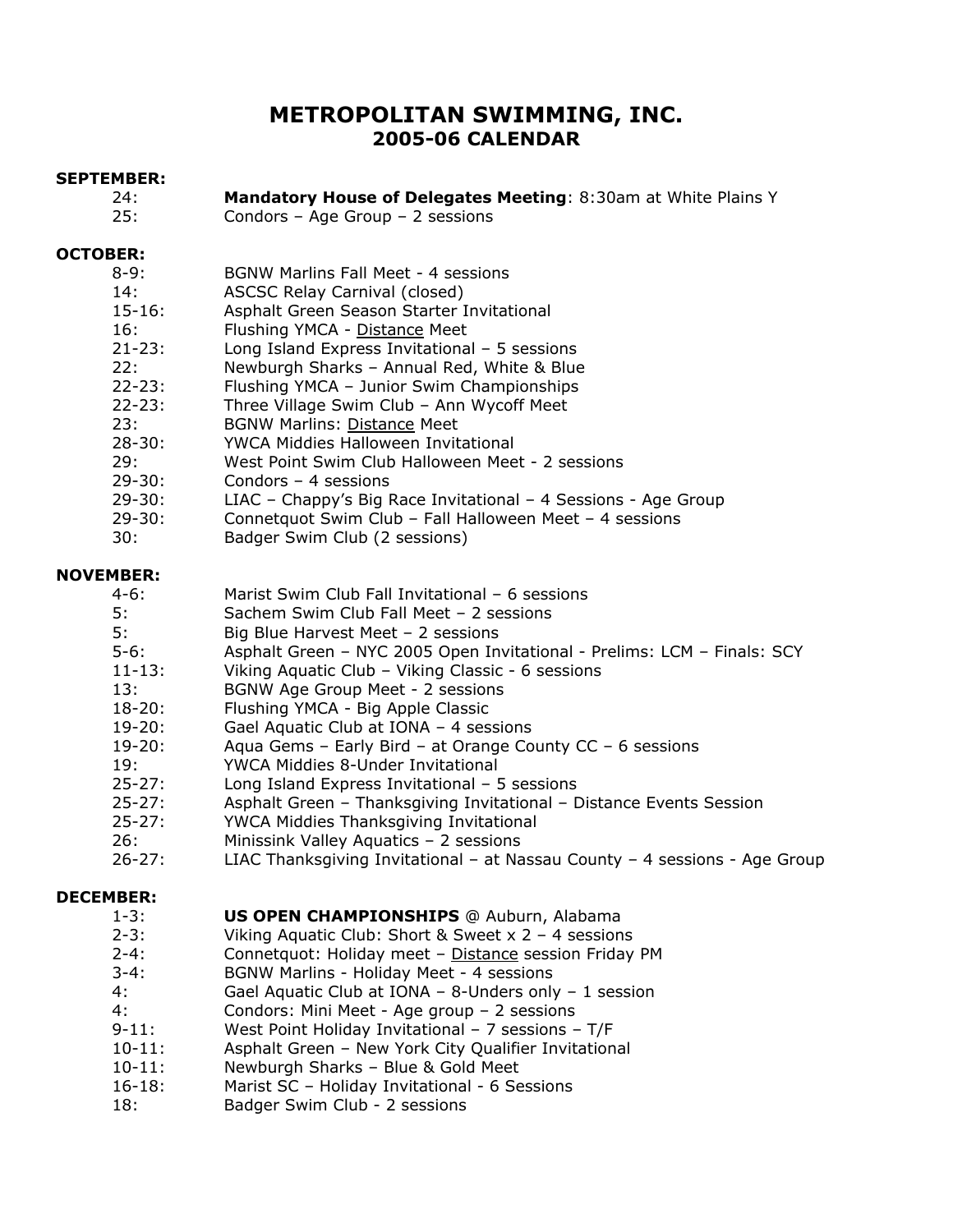# METROPOLITAN SWIMMING, INC.
## 2005-06 CALENDAR

**SEPTEMBER:**

- 24: **Mandatory House of Delegates Meeting**: 8:30am at White Plains Y
- 25: Condors – Age Group – 2 sessions

**OCTOBER:**

- 8-9: BGNW Marlins Fall Meet - 4 sessions
- 14: ASCSC Relay Carnival (closed)
- 15-16: Asphalt Green Season Starter Invitational
- 16: Flushing YMCA - Distance Meet
- 21-23: Long Island Express Invitational – 5 sessions
- 22: Newburgh Sharks – Annual Red, White & Blue
- 22-23: Flushing YMCA – Junior Swim Championships
- 22-23: Three Village Swim Club – Ann Wycoff Meet
- 23: BGNW Marlins: Distance Meet
- 28-30: YWCA Middies Halloween Invitational
- 29: West Point Swim Club Halloween Meet - 2 sessions
- 29-30: Condors – 4 sessions
- 29-30: LIAC – Chappy's Big Race Invitational – 4 Sessions - Age Group
- 29-30: Connetquot Swim Club – Fall Halloween Meet – 4 sessions
- 30: Badger Swim Club (2 sessions)

**NOVEMBER:**

- 4-6: Marist Swim Club Fall Invitational – 6 sessions
- 5: Sachem Swim Club Fall Meet – 2 sessions
- 5: Big Blue Harvest Meet – 2 sessions
- 5-6: Asphalt Green – NYC 2005 Open Invitational - Prelims: LCM – Finals: SCY
- 11-13: Viking Aquatic Club – Viking Classic - 6 sessions
- 13: BGNW Age Group Meet - 2 sessions
- 18-20: Flushing YMCA - Big Apple Classic
- 19-20: Gael Aquatic Club at IONA – 4 sessions
- 19-20: Aqua Gems – Early Bird – at Orange County CC – 6 sessions
- 19: YWCA Middies 8-Under Invitational
- 25-27: Long Island Express Invitational – 5 sessions
- 25-27: Asphalt Green – Thanksgiving Invitational – Distance Events Session
- 25-27: YWCA Middies Thanksgiving Invitational
- 26: Minissink Valley Aquatics – 2 sessions
- 26-27: LIAC Thanksgiving Invitational – at Nassau County – 4 sessions - Age Group

**DECEMBER:**

- 1-3: **US OPEN CHAMPIONSHIPS** @ Auburn, Alabama
- 2-3: Viking Aquatic Club: Short & Sweet x 2 – 4 sessions
- 2-4: Connetquot: Holiday meet – Distance session Friday PM
- 3-4: BGNW Marlins - Holiday Meet - 4 sessions
- 4: Gael Aquatic Club at IONA – 8-Unders only – 1 session
- 4: Condors: Mini Meet - Age group – 2 sessions
- 9-11: West Point Holiday Invitational – 7 sessions – T/F
- 10-11: Asphalt Green – New York City Qualifier Invitational
- 10-11: Newburgh Sharks – Blue & Gold Meet
- 16-18: Marist SC – Holiday Invitational - 6 Sessions
- 18: Badger Swim Club - 2 sessions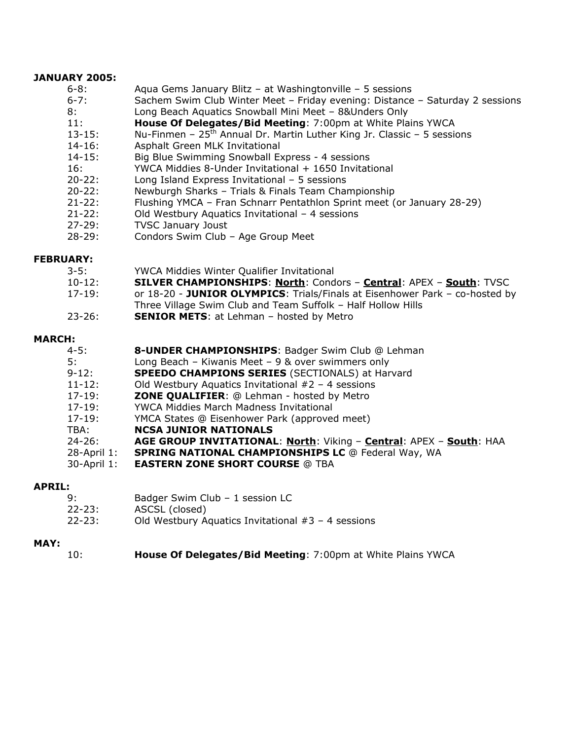**JANUARY 2005:**

- 6-8: Aqua Gems January Blitz – at Washingtonville – 5 sessions
- 6-7: Sachem Swim Club Winter Meet – Friday evening: Distance – Saturday 2 sessions
- 8: Long Beach Aquatics Snowball Mini Meet – 8&Unders Only
- 11: **House Of Delegates/Bid Meeting**: 7:00pm at White Plains YWCA
- 13-15: Nu-Finmen – 25th Annual Dr. Martin Luther King Jr. Classic – 5 sessions
- 14-16: Asphalt Green MLK Invitational
- 14-15: Big Blue Swimming Snowball Express - 4 sessions
- 16: YWCA Middies 8-Under Invitational + 1650 Invitational
- 20-22: Long Island Express Invitational – 5 sessions
- 20-22: Newburgh Sharks – Trials & Finals Team Championship
- 21-22: Flushing YMCA – Fran Schnarr Pentathlon Sprint meet (or January 28-29)
- 21-22: Old Westbury Aquatics Invitational – 4 sessions
- 27-29: TVSC January Joust
- 28-29: Condors Swim Club – Age Group Meet

**FEBRUARY:**

- 3-5: YWCA Middies Winter Qualifier Invitational
- 10-12: **SILVER CHAMPIONSHIPS**: **North**: Condors – **Central**: APEX – **South**: TVSC
- 17-19: or 18-20 - **JUNIOR OLYMPICS**: Trials/Finals at Eisenhower Park – co-hosted by Three Village Swim Club and Team Suffolk – Half Hollow Hills
- 23-26: **SENIOR METS**: at Lehman – hosted by Metro

**MARCH:**

- 4-5: **8-UNDER CHAMPIONSHIPS**: Badger Swim Club @ Lehman
- 5: Long Beach – Kiwanis Meet – 9 & over swimmers only
- 9-12: **SPEEDO CHAMPIONS SERIES** (SECTIONALS) at Harvard
- 11-12: Old Westbury Aquatics Invitational #2 – 4 sessions
- 17-19: **ZONE QUALIFIER**: @ Lehman - hosted by Metro
- 17-19: YWCA Middies March Madness Invitational
- 17-19: YMCA States @ Eisenhower Park (approved meet)
- TBA: **NCSA JUNIOR NATIONALS**
- 24-26: **AGE GROUP INVITATIONAL**: **North**: Viking – **Central**: APEX – **South**: HAA
- 28-April 1: **SPRING NATIONAL CHAMPIONSHIPS LC** @ Federal Way, WA
- 30-April 1: **EASTERN ZONE SHORT COURSE** @ TBA

**APRIL:**

- 9: Badger Swim Club – 1 session LC
- 22-23: ASCSL (closed)
- 22-23: Old Westbury Aquatics Invitational #3 – 4 sessions

**MAY:**

- 10: **House Of Delegates/Bid Meeting**: 7:00pm at White Plains YWCA